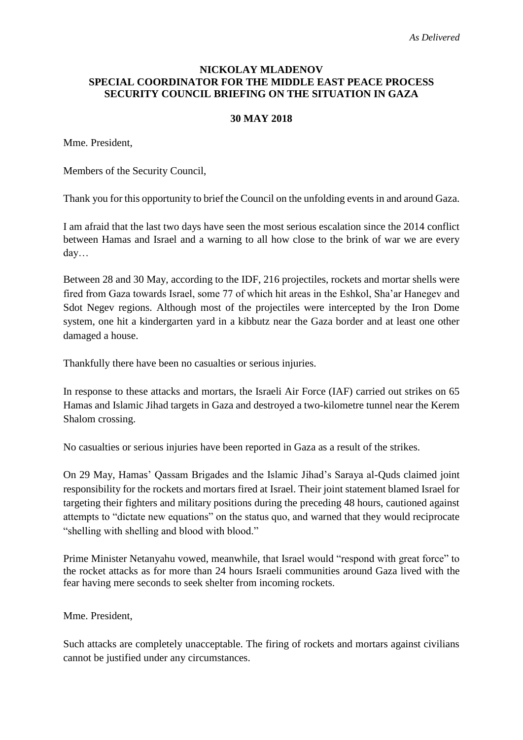*As Delivered*

**NICKOLAY MLADENOV**
**SPECIAL COORDINATOR FOR THE MIDDLE EAST PEACE PROCESS**
**SECURITY COUNCIL BRIEFING ON THE SITUATION IN GAZA**

**30 MAY 2018**

Mme. President,

Members of the Security Council,

Thank you for this opportunity to brief the Council on the unfolding events in and around Gaza.

I am afraid that the last two days have seen the most serious escalation since the 2014 conflict between Hamas and Israel and a warning to all how close to the brink of war we are every day…

Between 28 and 30 May, according to the IDF, 216 projectiles, rockets and mortar shells were fired from Gaza towards Israel, some 77 of which hit areas in the Eshkol, Sha'ar Hanegev and Sdot Negev regions. Although most of the projectiles were intercepted by the Iron Dome system, one hit a kindergarten yard in a kibbutz near the Gaza border and at least one other damaged a house.

Thankfully there have been no casualties or serious injuries.

In response to these attacks and mortars, the Israeli Air Force (IAF) carried out strikes on 65 Hamas and Islamic Jihad targets in Gaza and destroyed a two-kilometre tunnel near the Kerem Shalom crossing.

No casualties or serious injuries have been reported in Gaza as a result of the strikes.

On 29 May, Hamas' Qassam Brigades and the Islamic Jihad's Saraya al-Quds claimed joint responsibility for the rockets and mortars fired at Israel. Their joint statement blamed Israel for targeting their fighters and military positions during the preceding 48 hours, cautioned against attempts to "dictate new equations" on the status quo, and warned that they would reciprocate "shelling with shelling and blood with blood."

Prime Minister Netanyahu vowed, meanwhile, that Israel would "respond with great force" to the rocket attacks as for more than 24 hours Israeli communities around Gaza lived with the fear having mere seconds to seek shelter from incoming rockets.

Mme. President,

Such attacks are completely unacceptable. The firing of rockets and mortars against civilians cannot be justified under any circumstances.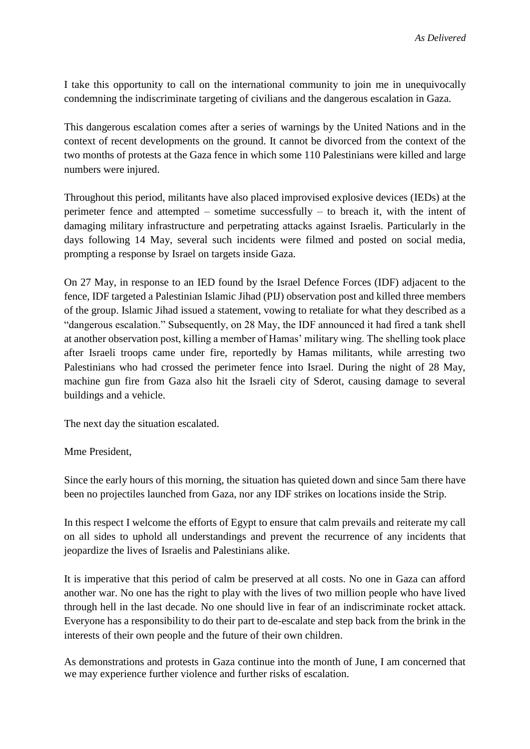I take this opportunity to call on the international community to join me in unequivocally condemning the indiscriminate targeting of civilians and the dangerous escalation in Gaza.

This dangerous escalation comes after a series of warnings by the United Nations and in the context of recent developments on the ground. It cannot be divorced from the context of the two months of protests at the Gaza fence in which some 110 Palestinians were killed and large numbers were injured.

Throughout this period, militants have also placed improvised explosive devices (IEDs) at the perimeter fence and attempted – sometime successfully – to breach it, with the intent of damaging military infrastructure and perpetrating attacks against Israelis. Particularly in the days following 14 May, several such incidents were filmed and posted on social media, prompting a response by Israel on targets inside Gaza.

On 27 May, in response to an IED found by the Israel Defence Forces (IDF) adjacent to the fence, IDF targeted a Palestinian Islamic Jihad (PIJ) observation post and killed three members of the group. Islamic Jihad issued a statement, vowing to retaliate for what they described as a "dangerous escalation." Subsequently, on 28 May, the IDF announced it had fired a tank shell at another observation post, killing a member of Hamas' military wing. The shelling took place after Israeli troops came under fire, reportedly by Hamas militants, while arresting two Palestinians who had crossed the perimeter fence into Israel. During the night of 28 May, machine gun fire from Gaza also hit the Israeli city of Sderot, causing damage to several buildings and a vehicle.

The next day the situation escalated.

Mme President,

Since the early hours of this morning, the situation has quieted down and since 5am there have been no projectiles launched from Gaza, nor any IDF strikes on locations inside the Strip.

In this respect I welcome the efforts of Egypt to ensure that calm prevails and reiterate my call on all sides to uphold all understandings and prevent the recurrence of any incidents that jeopardize the lives of Israelis and Palestinians alike.

It is imperative that this period of calm be preserved at all costs. No one in Gaza can afford another war. No one has the right to play with the lives of two million people who have lived through hell in the last decade. No one should live in fear of an indiscriminate rocket attack. Everyone has a responsibility to do their part to de-escalate and step back from the brink in the interests of their own people and the future of their own children.

As demonstrations and protests in Gaza continue into the month of June, I am concerned that we may experience further violence and further risks of escalation.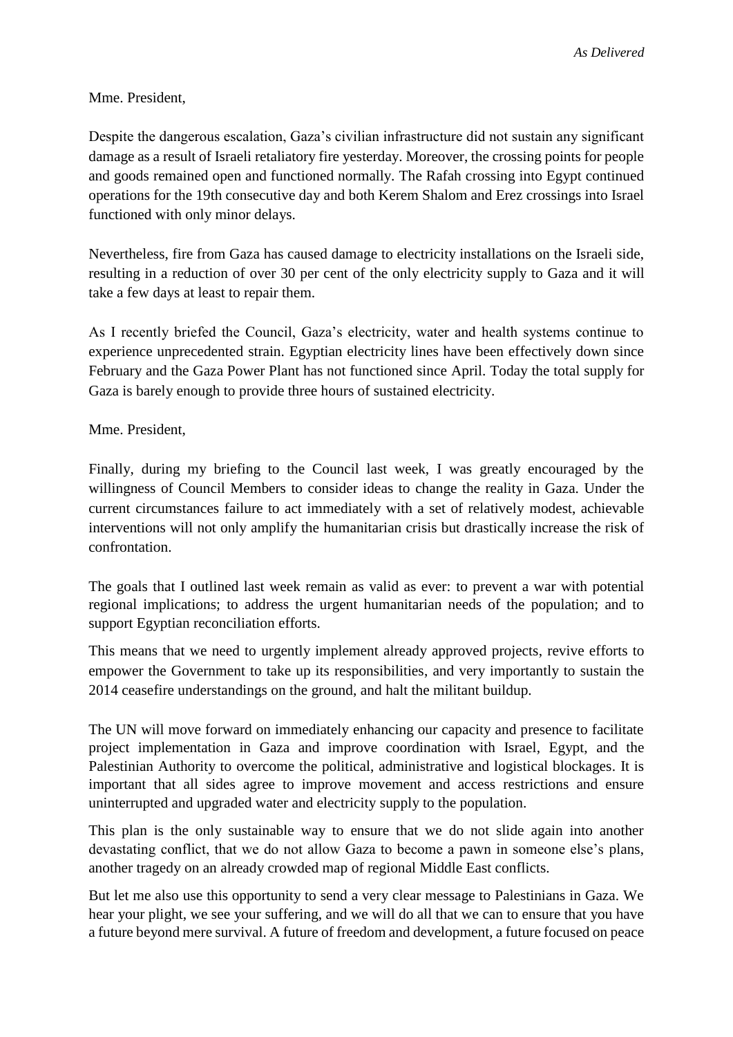*As Delivered*

Mme. President,

Despite the dangerous escalation, Gaza's civilian infrastructure did not sustain any significant damage as a result of Israeli retaliatory fire yesterday. Moreover, the crossing points for people and goods remained open and functioned normally. The Rafah crossing into Egypt continued operations for the 19th consecutive day and both Kerem Shalom and Erez crossings into Israel functioned with only minor delays.

Nevertheless, fire from Gaza has caused damage to electricity installations on the Israeli side, resulting in a reduction of over 30 per cent of the only electricity supply to Gaza and it will take a few days at least to repair them.

As I recently briefed the Council, Gaza's electricity, water and health systems continue to experience unprecedented strain. Egyptian electricity lines have been effectively down since February and the Gaza Power Plant has not functioned since April. Today the total supply for Gaza is barely enough to provide three hours of sustained electricity.

Mme. President,

Finally, during my briefing to the Council last week, I was greatly encouraged by the willingness of Council Members to consider ideas to change the reality in Gaza. Under the current circumstances failure to act immediately with a set of relatively modest, achievable interventions will not only amplify the humanitarian crisis but drastically increase the risk of confrontation.

The goals that I outlined last week remain as valid as ever: to prevent a war with potential regional implications; to address the urgent humanitarian needs of the population; and to support Egyptian reconciliation efforts.

This means that we need to urgently implement already approved projects, revive efforts to empower the Government to take up its responsibilities, and very importantly to sustain the 2014 ceasefire understandings on the ground, and halt the militant buildup.

The UN will move forward on immediately enhancing our capacity and presence to facilitate project implementation in Gaza and improve coordination with Israel, Egypt, and the Palestinian Authority to overcome the political, administrative and logistical blockages. It is important that all sides agree to improve movement and access restrictions and ensure uninterrupted and upgraded water and electricity supply to the population.

This plan is the only sustainable way to ensure that we do not slide again into another devastating conflict, that we do not allow Gaza to become a pawn in someone else's plans, another tragedy on an already crowded map of regional Middle East conflicts.

But let me also use this opportunity to send a very clear message to Palestinians in Gaza. We hear your plight, we see your suffering, and we will do all that we can to ensure that you have a future beyond mere survival. A future of freedom and development, a future focused on peace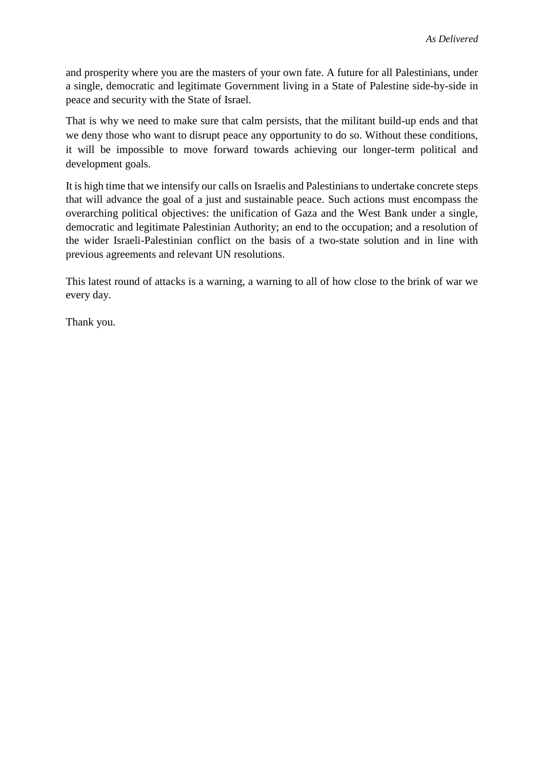and prosperity where you are the masters of your own fate. A future for all Palestinians, under a single, democratic and legitimate Government living in a State of Palestine side-by-side in peace and security with the State of Israel.

That is why we need to make sure that calm persists, that the militant build-up ends and that we deny those who want to disrupt peace any opportunity to do so. Without these conditions, it will be impossible to move forward towards achieving our longer-term political and development goals.

It is high time that we intensify our calls on Israelis and Palestinians to undertake concrete steps that will advance the goal of a just and sustainable peace. Such actions must encompass the overarching political objectives: the unification of Gaza and the West Bank under a single, democratic and legitimate Palestinian Authority; an end to the occupation; and a resolution of the wider Israeli-Palestinian conflict on the basis of a two-state solution and in line with previous agreements and relevant UN resolutions.

This latest round of attacks is a warning, a warning to all of how close to the brink of war we every day.

Thank you.